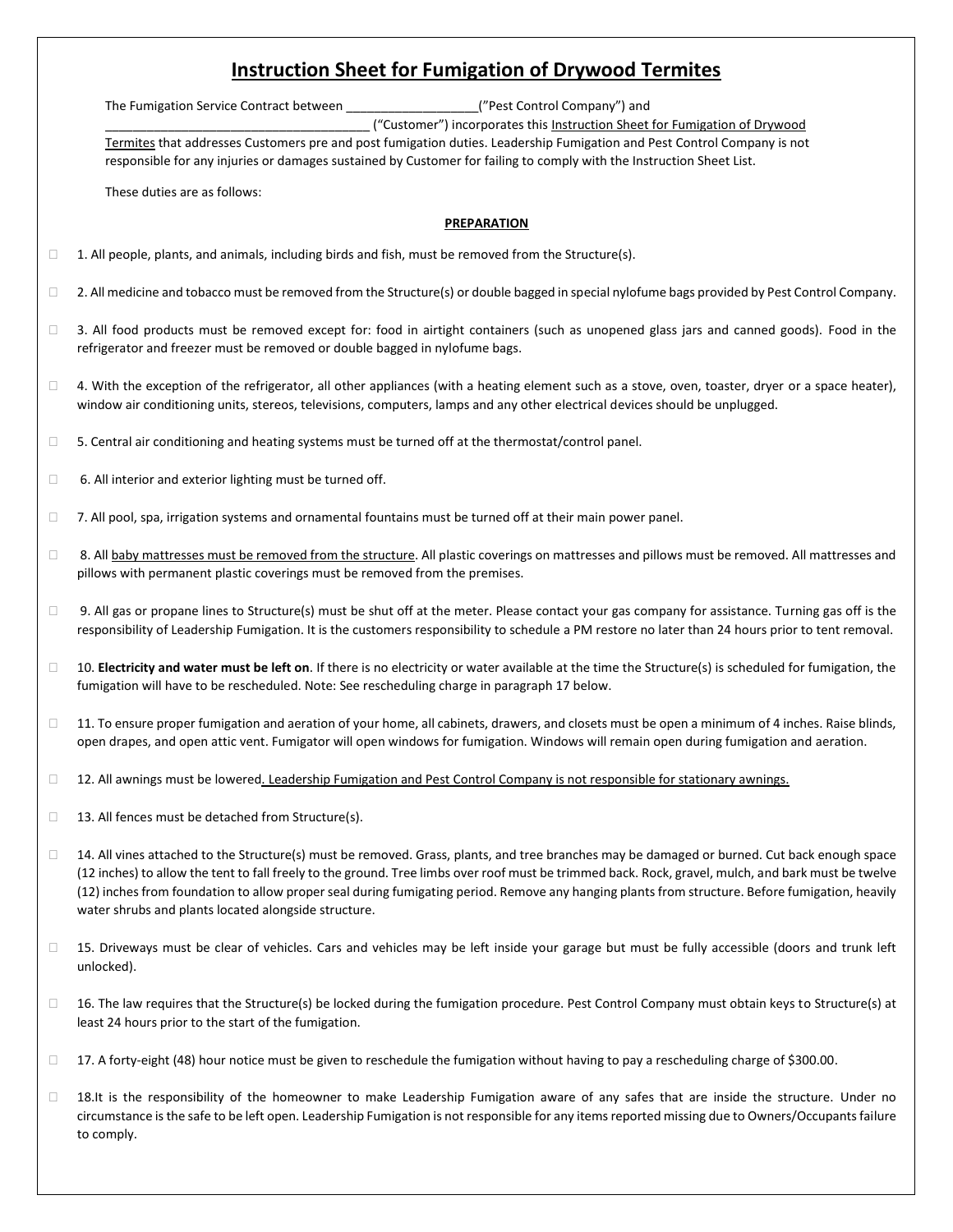# Instruction Sheet for Fumigation of Drywood Termites

The Fumigation Service Contract between ___________________(”Pest Control Company”) and _______________________________________ (“Customer”) incorporates this Instruction Sheet for Fumigation of Drywood Termites that addresses Customers pre and post fumigation duties. Leadership Fumigation and Pest Control Company is not responsible for any injuries or damages sustained by Customer for failing to comply with the Instruction Sheet List.

These duties are as follows:

**PREPARATION**

- ☐ 1. All people, plants, and animals, including birds and fish, must be removed from the Structure(s).
- ☐ 2. All medicine and tobacco must be removed from the Structure(s) or double bagged in special nylofume bags provided by Pest Control Company.
- ☐ 3. All food products must be removed except for: food in airtight containers (such as unopened glass jars and canned goods). Food in the refrigerator and freezer must be removed or double bagged in nylofume bags.
- ☐ 4. With the exception of the refrigerator, all other appliances (with a heating element such as a stove, oven, toaster, dryer or a space heater), window air conditioning units, stereos, televisions, computers, lamps and any other electrical devices should be unplugged.
- ☐ 5. Central air conditioning and heating systems must be turned off at the thermostat/control panel.
- ☐ 6. All interior and exterior lighting must be turned off.
- ☐ 7. All pool, spa, irrigation systems and ornamental fountains must be turned off at their main power panel.
- ☐ 8. All baby mattresses must be removed from the structure. All plastic coverings on mattresses and pillows must be removed. All mattresses and pillows with permanent plastic coverings must be removed from the premises.
- ☐ 9. All gas or propane lines to Structure(s) must be shut off at the meter. Please contact your gas company for assistance. Turning gas off is the responsibility of Leadership Fumigation. It is the customers responsibility to schedule a PM restore no later than 24 hours prior to tent removal.
- ☐ 10. **Electricity and water must be left on**. If there is no electricity or water available at the time the Structure(s) is scheduled for fumigation, the fumigation will have to be rescheduled. Note: See rescheduling charge in paragraph 17 below.
- ☐ 11. To ensure proper fumigation and aeration of your home, all cabinets, drawers, and closets must be open a minimum of 4 inches. Raise blinds, open drapes, and open attic vent. Fumigator will open windows for fumigation. Windows will remain open during fumigation and aeration.
- ☐ 12. All awnings must be lowered. Leadership Fumigation and Pest Control Company is not responsible for stationary awnings.
- ☐ 13. All fences must be detached from Structure(s).
- ☐ 14. All vines attached to the Structure(s) must be removed. Grass, plants, and tree branches may be damaged or burned. Cut back enough space (12 inches) to allow the tent to fall freely to the ground. Tree limbs over roof must be trimmed back. Rock, gravel, mulch, and bark must be twelve (12) inches from foundation to allow proper seal during fumigating period. Remove any hanging plants from structure. Before fumigation, heavily water shrubs and plants located alongside structure.
- ☐ 15. Driveways must be clear of vehicles. Cars and vehicles may be left inside your garage but must be fully accessible (doors and trunk left unlocked).
- ☐ 16. The law requires that the Structure(s) be locked during the fumigation procedure. Pest Control Company must obtain keys to Structure(s) at least 24 hours prior to the start of the fumigation.
- ☐ 17. A forty-eight (48) hour notice must be given to reschedule the fumigation without having to pay a rescheduling charge of $300.00.
- ☐ 18.It is the responsibility of the homeowner to make Leadership Fumigation aware of any safes that are inside the structure. Under no circumstance is the safe to be left open. Leadership Fumigation is not responsible for any items reported missing due to Owners/Occupants failure to comply.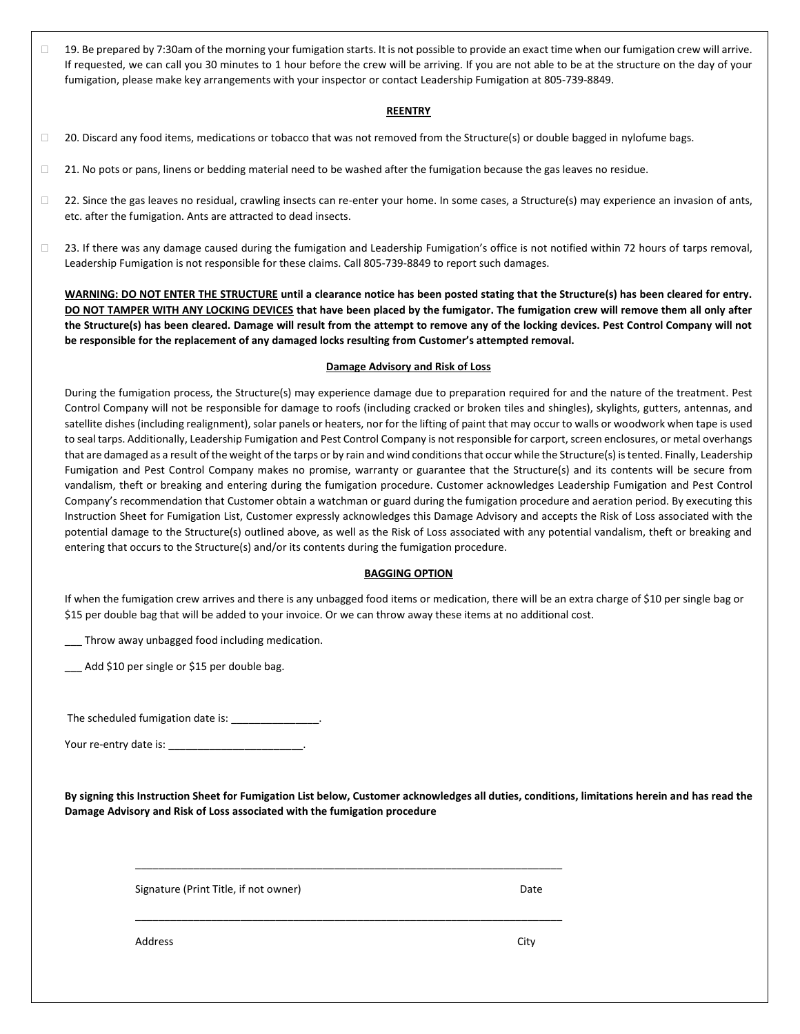- ☐ 19. Be prepared by 7:30am of the morning your fumigation starts. It is not possible to provide an exact time when our fumigation crew will arrive. If requested, we can call you 30 minutes to 1 hour before the crew will be arriving. If you are not able to be at the structure on the day of your fumigation, please make key arrangements with your inspector or contact Leadership Fumigation at 805-739-8849.

**REENTRY**

- ☐ 20. Discard any food items, medications or tobacco that was not removed from the Structure(s) or double bagged in nylofume bags.
- ☐ 21. No pots or pans, linens or bedding material need to be washed after the fumigation because the gas leaves no residue.
- ☐ 22. Since the gas leaves no residual, crawling insects can re-enter your home. In some cases, a Structure(s) may experience an invasion of ants, etc. after the fumigation. Ants are attracted to dead insects.
- ☐ 23. If there was any damage caused during the fumigation and Leadership Fumigation's office is not notified within 72 hours of tarps removal, Leadership Fumigation is not responsible for these claims. Call 805-739-8849 to report such damages.

**WARNING: DO NOT ENTER THE STRUCTURE until a clearance notice has been posted stating that the Structure(s) has been cleared for entry. DO NOT TAMPER WITH ANY LOCKING DEVICES that have been placed by the fumigator. The fumigation crew will remove them all only after the Structure(s) has been cleared. Damage will result from the attempt to remove any of the locking devices. Pest Control Company will not be responsible for the replacement of any damaged locks resulting from Customer's attempted removal.**

**Damage Advisory and Risk of Loss**

During the fumigation process, the Structure(s) may experience damage due to preparation required for and the nature of the treatment. Pest Control Company will not be responsible for damage to roofs (including cracked or broken tiles and shingles), skylights, gutters, antennas, and satellite dishes (including realignment), solar panels or heaters, nor for the lifting of paint that may occur to walls or woodwork when tape is used to seal tarps. Additionally, Leadership Fumigation and Pest Control Company is not responsible for carport, screen enclosures, or metal overhangs that are damaged as a result of the weight of the tarps or by rain and wind conditions that occur while the Structure(s) is tented. Finally, Leadership Fumigation and Pest Control Company makes no promise, warranty or guarantee that the Structure(s) and its contents will be secure from vandalism, theft or breaking and entering during the fumigation procedure. Customer acknowledges Leadership Fumigation and Pest Control Company's recommendation that Customer obtain a watchman or guard during the fumigation procedure and aeration period. By executing this Instruction Sheet for Fumigation List, Customer expressly acknowledges this Damage Advisory and accepts the Risk of Loss associated with the potential damage to the Structure(s) outlined above, as well as the Risk of Loss associated with any potential vandalism, theft or breaking and entering that occurs to the Structure(s) and/or its contents during the fumigation procedure.

**BAGGING OPTION**

If when the fumigation crew arrives and there is any unbagged food items or medication, there will be an extra charge of $10 per single bag or $15 per double bag that will be added to your invoice. Or we can throw away these items at no additional cost.

___ Throw away unbagged food including medication.

___ Add $10 per single or $15 per double bag.

The scheduled fumigation date is: _______________.

Your re-entry date is: _______________________.

**By signing this Instruction Sheet for Fumigation List below, Customer acknowledges all duties, conditions, limitations herein and has read the Damage Advisory and Risk of Loss associated with the fumigation procedure**

___________________________________________________________________________

Signature (Print Title, if not owner) Date

___________________________________________________________________________

Address City